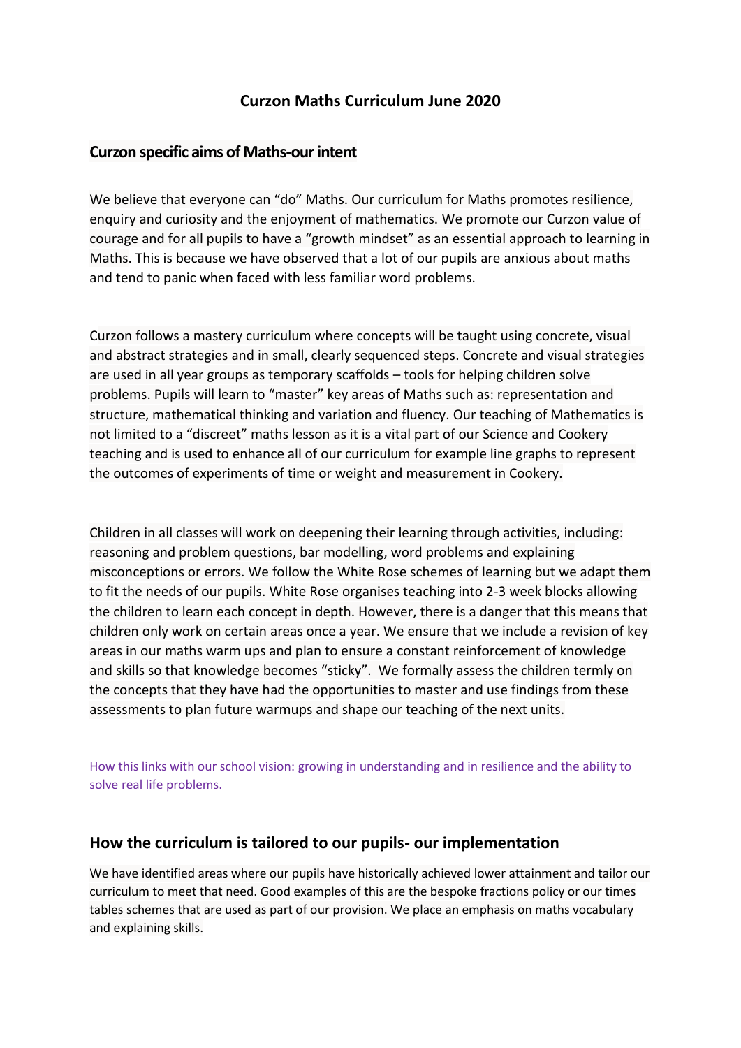# Curzon Maths Curriculum June 2020

## Curzon specific aims of Maths-our intent

We believe that everyone can "do" Maths. Our curriculum for Maths promotes resilience, enquiry and curiosity and the enjoyment of mathematics. We promote our Curzon value of courage and for all pupils to have a "growth mindset" as an essential approach to learning in Maths. This is because we have observed that a lot of our pupils are anxious about maths and tend to panic when faced with less familiar word problems.

Curzon follows a mastery curriculum where concepts will be taught using concrete, visual and abstract strategies and in small, clearly sequenced steps. Concrete and visual strategies are used in all year groups as temporary scaffolds – tools for helping children solve problems. Pupils will learn to "master" key areas of Maths such as: representation and structure, mathematical thinking and variation and fluency. Our teaching of Mathematics is not limited to a "discreet" maths lesson as it is a vital part of our Science and Cookery teaching and is used to enhance all of our curriculum for example line graphs to represent the outcomes of experiments of time or weight and measurement in Cookery.

Children in all classes will work on deepening their learning through activities, including: reasoning and problem questions, bar modelling, word problems and explaining misconceptions or errors. We follow the White Rose schemes of learning but we adapt them to fit the needs of our pupils. White Rose organises teaching into 2-3 week blocks allowing the children to learn each concept in depth. However, there is a danger that this means that children only work on certain areas once a year. We ensure that we include a revision of key areas in our maths warm ups and plan to ensure a constant reinforcement of knowledge and skills so that knowledge becomes "sticky". We formally assess the children termly on the concepts that they have had the opportunities to master and use findings from these assessments to plan future warmups and shape our teaching of the next units.

How this links with our school vision: growing in understanding and in resilience and the ability to solve real life problems.

## How the curriculum is tailored to our pupils- our implementation

We have identified areas where our pupils have historically achieved lower attainment and tailor our curriculum to meet that need. Good examples of this are the bespoke fractions policy or our times tables schemes that are used as part of our provision. We place an emphasis on maths vocabulary and explaining skills.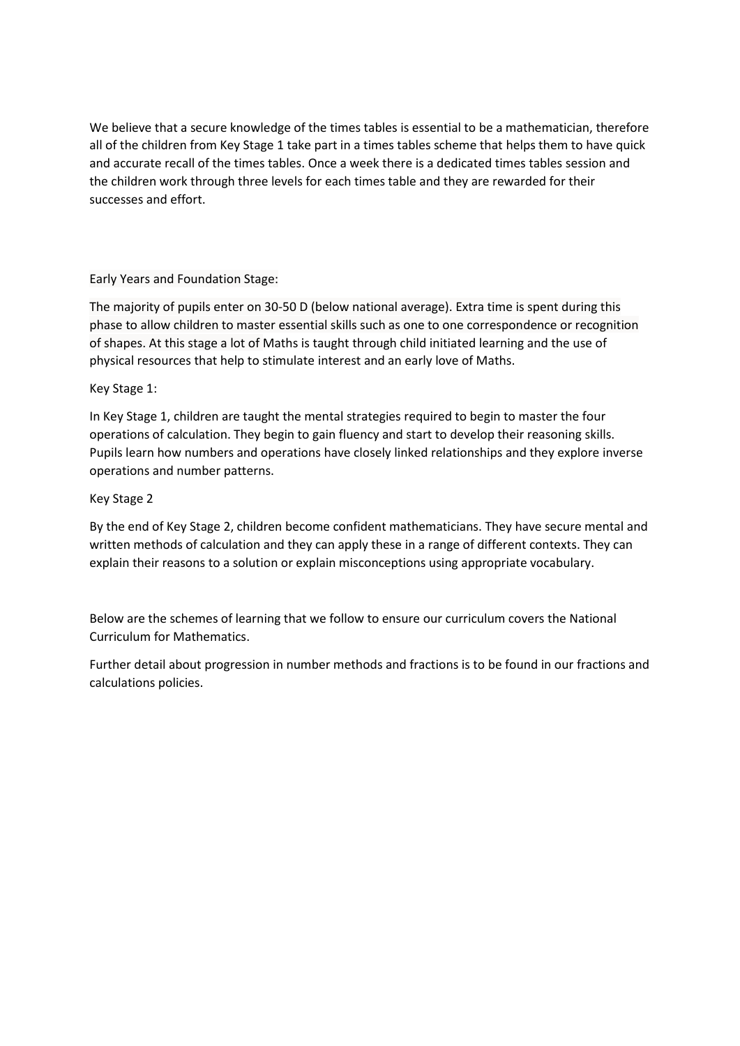We believe that a secure knowledge of the times tables is essential to be a mathematician, therefore all of the children from Key Stage 1 take part in a times tables scheme that helps them to have quick and accurate recall of the times tables. Once a week there is a dedicated times tables session and the children work through three levels for each times table and they are rewarded for their successes and effort.

Early Years and Foundation Stage:

The majority of pupils enter on 30-50 D (below national average). Extra time is spent during this phase to allow children to master essential skills such as one to one correspondence or recognition of shapes. At this stage a lot of Maths is taught through child initiated learning and the use of physical resources that help to stimulate interest and an early love of Maths.

Key Stage 1:

In Key Stage 1, children are taught the mental strategies required to begin to master the four operations of calculation. They begin to gain fluency and start to develop their reasoning skills. Pupils learn how numbers and operations have closely linked relationships and they explore inverse operations and number patterns.

Key Stage 2

By the end of Key Stage 2, children become confident mathematicians. They have secure mental and written methods of calculation and they can apply these in a range of different contexts. They can explain their reasons to a solution or explain misconceptions using appropriate vocabulary.

Below are the schemes of learning that we follow to ensure our curriculum covers the National Curriculum for Mathematics.

Further detail about progression in number methods and fractions is to be found in our fractions and calculations policies.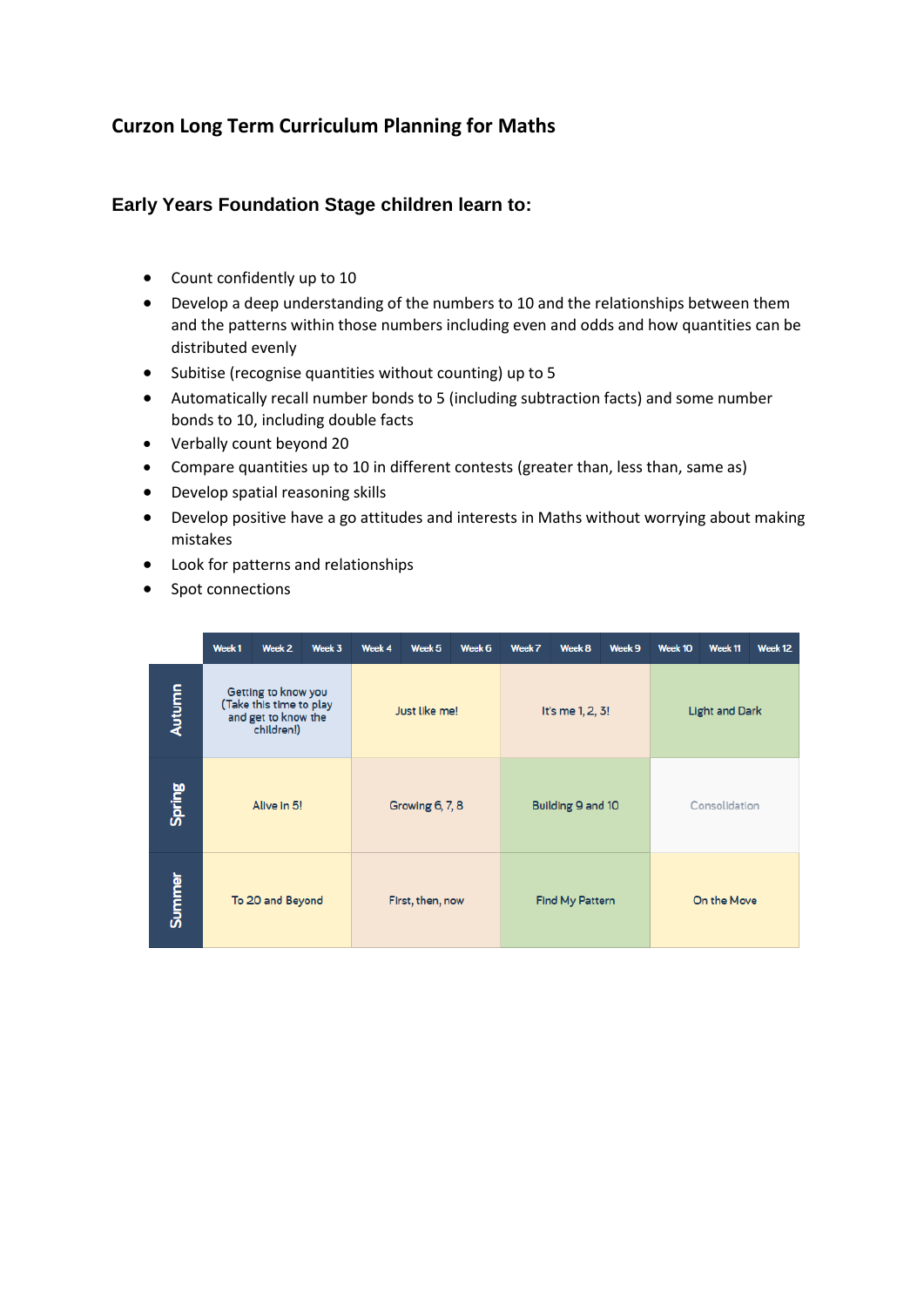**Curzon Long Term Curriculum Planning for Maths**

**Early Years Foundation Stage children learn to:**

- Count confidently up to 10
- Develop a deep understanding of the numbers to 10 and the relationships between them and the patterns within those numbers including even and odds and how quantities can be distributed evenly
- Subitise (recognise quantities without counting) up to 5
- Automatically recall number bonds to 5 (including subtraction facts) and some number bonds to 10, including double facts
- Verbally count beyond 20
- Compare quantities up to 10 in different contests (greater than, less than, same as)
- Develop spatial reasoning skills
- Develop positive have a go attitudes and interests in Maths without worrying about making mistakes
- Look for patterns and relationships
- Spot connections

| | Week 1 | Week 2 | Week 3 | Week 4 | Week 5 | Week 6 | Week 7 | Week 8 | Week 9 | Week 10 | Week 11 | Week 12 |
|---|---|---|---|---|---|---|---|---|---|---|---|---|
| Autumn | Getting to know you (Take this time to play and get to know the children!) | | | Just like me! | | | It's me 1, 2, 3! | | | Light and Dark | | |
| Spring | Alive in 5! | | | Growing 6, 7, 8 | | | Building 9 and 10 | | | Consolidation | | |
| Summer | To 20 and Beyond | | | First, then, now | | | Find My Pattern | | | On the Move | | |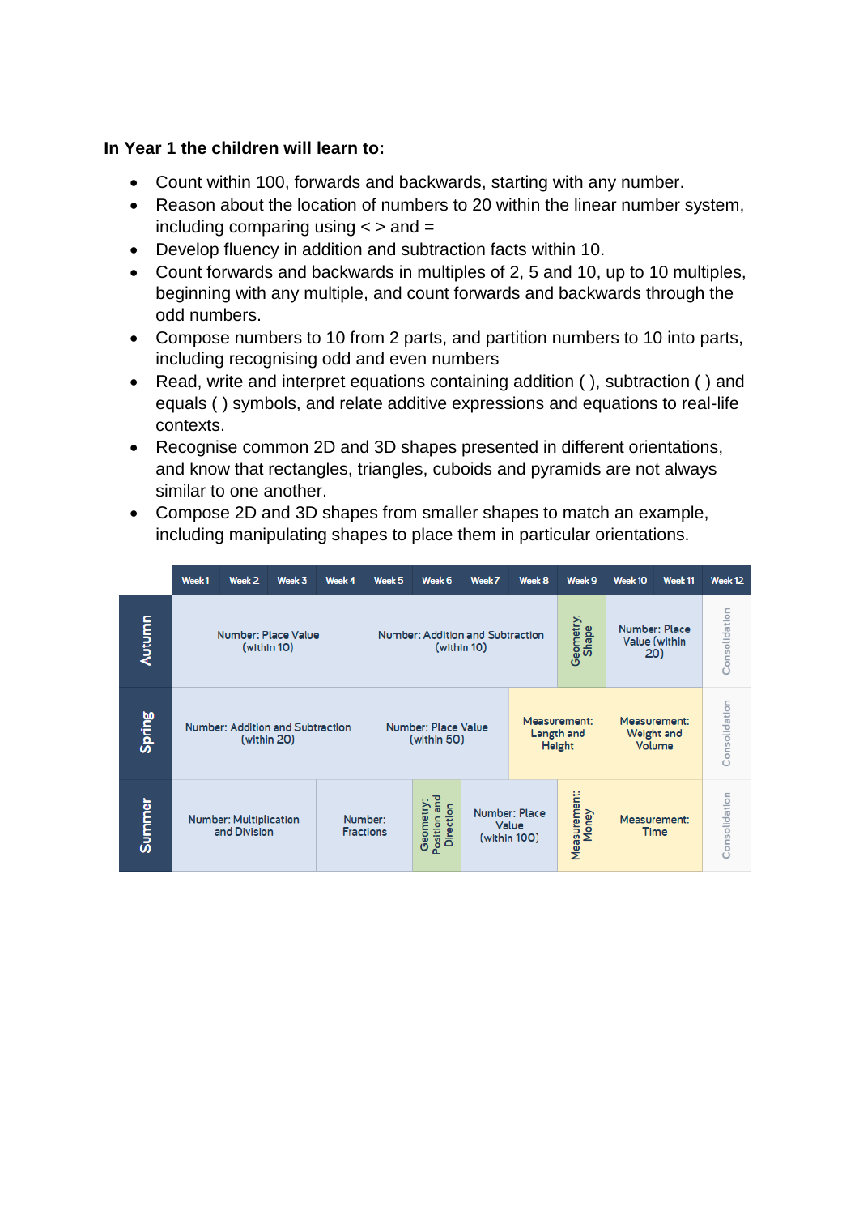**In Year 1 the children will learn to:**

- Count within 100, forwards and backwards, starting with any number.
- Reason about the location of numbers to 20 within the linear number system, including comparing using < > and =
- Develop fluency in addition and subtraction facts within 10.
- Count forwards and backwards in multiples of 2, 5 and 10, up to 10 multiples, beginning with any multiple, and count forwards and backwards through the odd numbers.
- Compose numbers to 10 from 2 parts, and partition numbers to 10 into parts, including recognising odd and even numbers
- Read, write and interpret equations containing addition ( ), subtraction ( ) and equals ( ) symbols, and relate additive expressions and equations to real-life contexts.
- Recognise common 2D and 3D shapes presented in different orientations, and know that rectangles, triangles, cuboids and pyramids are not always similar to one another.
- Compose 2D and 3D shapes from smaller shapes to match an example, including manipulating shapes to place them in particular orientations.

| | Week 1 | Week 2 | Week 3 | Week 4 | Week 5 | Week 6 | Week 7 | Week 8 | Week 9 | Week 10 | Week 11 | Week 12 |
|---|---|---|---|---|---|---|---|---|---|---|---|---|
| Autumn | Number: Place Value (within 10) | | | | Number: Addition and Subtraction (within 10) | | | | Geometry: Shape | Number: Place Value (within 20) | | Consolidation |
| Spring | Number: Addition and Subtraction (within 20) | | | | Number: Place Value (within 50) | | | Measurement: Length and Height | | Measurement: Weight and Volume | | Consolidation |
| Summer | Number: Multiplication and Division | | | Number: Fractions | | Geometry: Position and Direction | Number: Place Value (within 100) | | Measurement: Money | Measurement: Time | | Consolidation |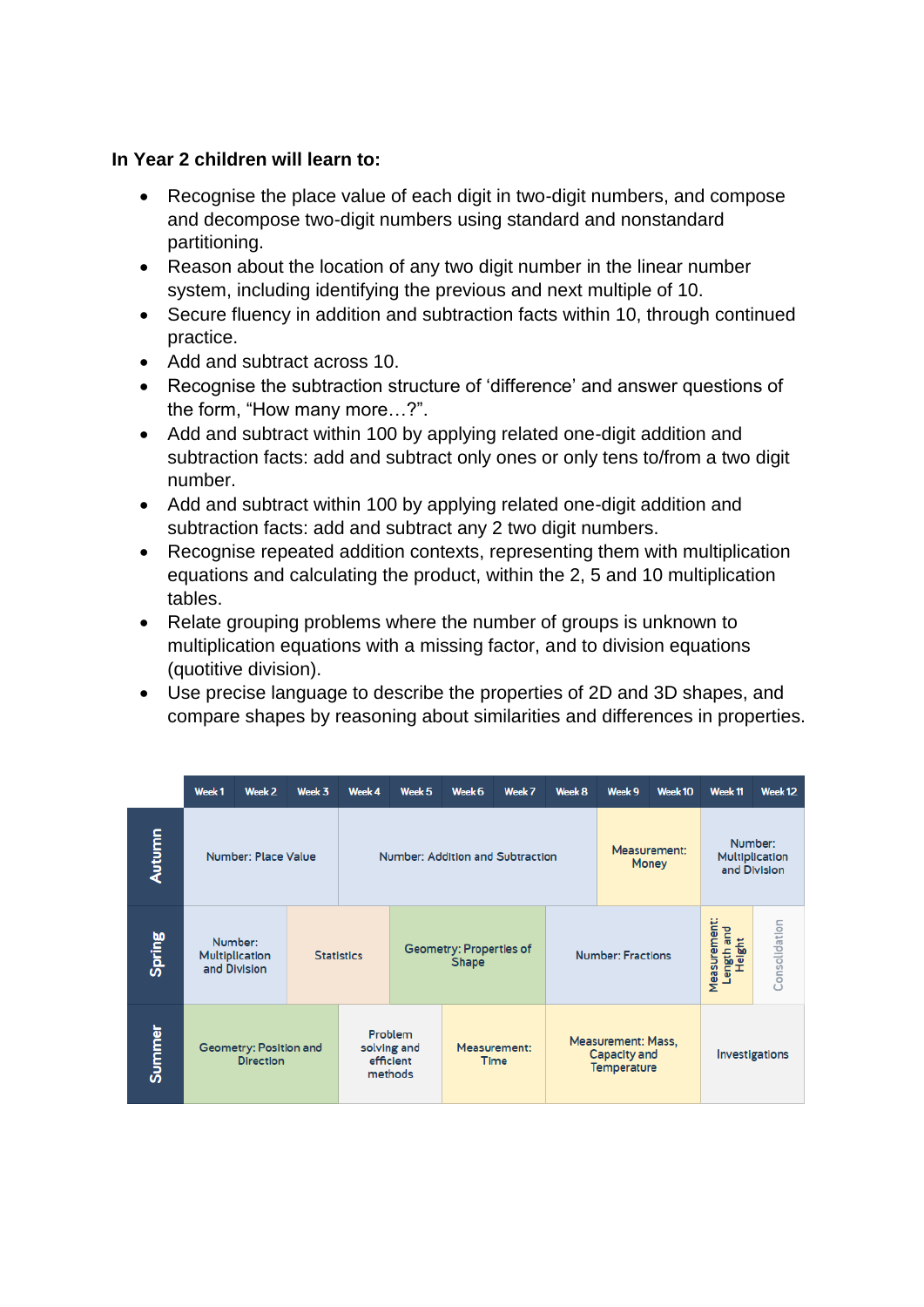**In Year 2 children will learn to:**

- Recognise the place value of each digit in two-digit numbers, and compose and decompose two-digit numbers using standard and nonstandard partitioning.
- Reason about the location of any two digit number in the linear number system, including identifying the previous and next multiple of 10.
- Secure fluency in addition and subtraction facts within 10, through continued practice.
- Add and subtract across 10.
- Recognise the subtraction structure of ‘difference’ and answer questions of the form, “How many more…?”.
- Add and subtract within 100 by applying related one-digit addition and subtraction facts: add and subtract only ones or only tens to/from a two digit number.
- Add and subtract within 100 by applying related one-digit addition and subtraction facts: add and subtract any 2 two digit numbers.
- Recognise repeated addition contexts, representing them with multiplication equations and calculating the product, within the 2, 5 and 10 multiplication tables.
- Relate grouping problems where the number of groups is unknown to multiplication equations with a missing factor, and to division equations (quotitive division).
- Use precise language to describe the properties of 2D and 3D shapes, and compare shapes by reasoning about similarities and differences in properties.

| | Week 1 | Week 2 | Week 3 | Week 4 | Week 5 | Week 6 | Week 7 | Week 8 | Week 9 | Week 10 | Week 11 | Week 12 |
|---|---|---|---|---|---|---|---|---|---|---|---|---|
| Autumn | Number: Place Value | | | Number: Addition and Subtraction | | | | | Measurement: Money | | Number: Multiplication and Division | |
| Spring | Number: Multiplication and Division | | Statistics | | Geometry: Properties of Shape | | | Number: Fractions | | | Measurement: Length and Height | Consolidation |
| Summer | Geometry: Position and Direction | | | Problem solving and efficient methods | Measurement: Time | | Measurement: Mass, Capacity and Temperature | | | | Investigations | |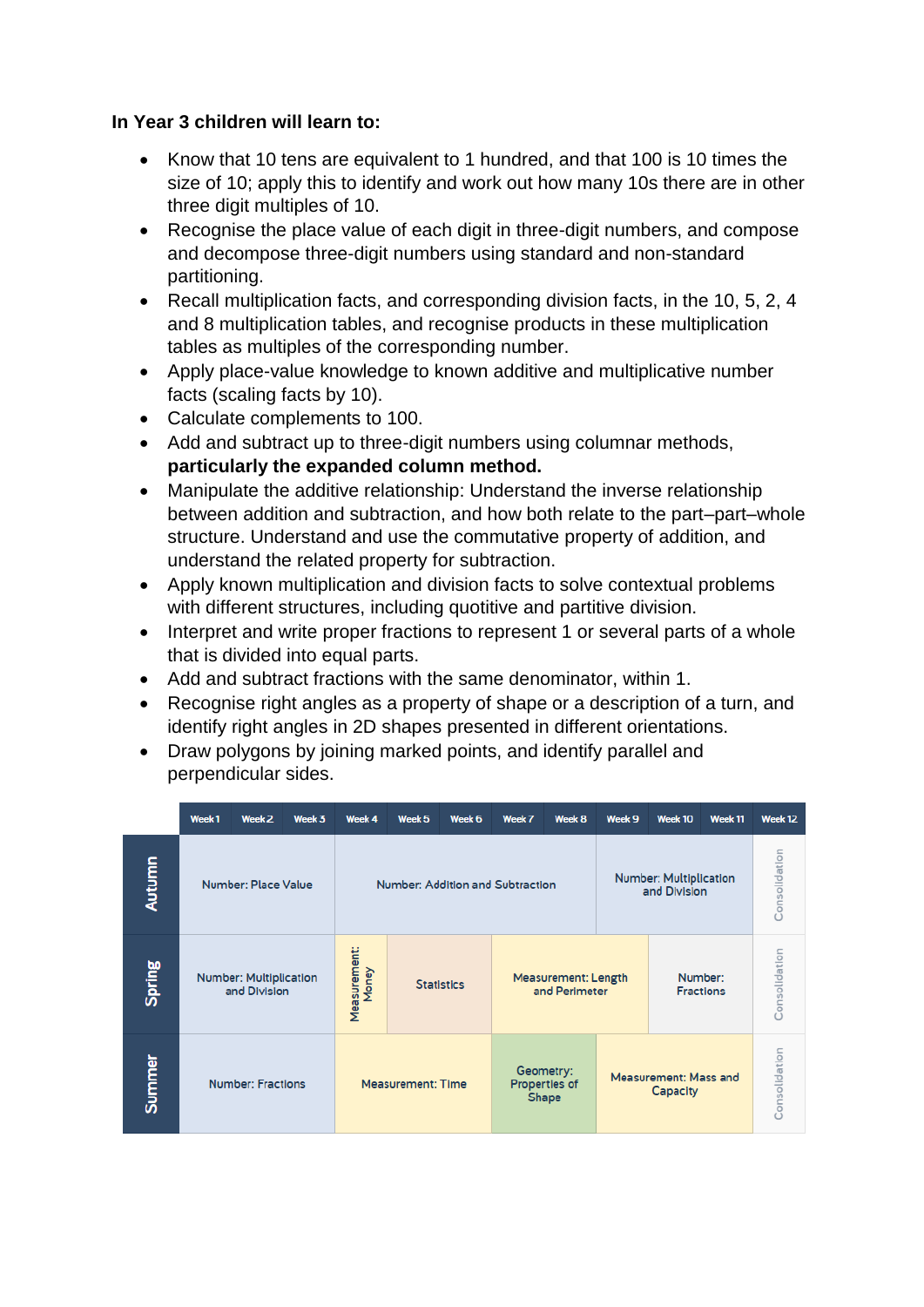**In Year 3 children will learn to:**

- Know that 10 tens are equivalent to 1 hundred, and that 100 is 10 times the size of 10; apply this to identify and work out how many 10s there are in other three digit multiples of 10.
- Recognise the place value of each digit in three-digit numbers, and compose and decompose three-digit numbers using standard and non-standard partitioning.
- Recall multiplication facts, and corresponding division facts, in the 10, 5, 2, 4 and 8 multiplication tables, and recognise products in these multiplication tables as multiples of the corresponding number.
- Apply place-value knowledge to known additive and multiplicative number facts (scaling facts by 10).
- Calculate complements to 100.
- Add and subtract up to three-digit numbers using columnar methods, **particularly the expanded column method.**
- Manipulate the additive relationship: Understand the inverse relationship between addition and subtraction, and how both relate to the part–part–whole structure. Understand and use the commutative property of addition, and understand the related property for subtraction.
- Apply known multiplication and division facts to solve contextual problems with different structures, including quotitive and partitive division.
- Interpret and write proper fractions to represent 1 or several parts of a whole that is divided into equal parts.
- Add and subtract fractions with the same denominator, within 1.
- Recognise right angles as a property of shape or a description of a turn, and identify right angles in 2D shapes presented in different orientations.
- Draw polygons by joining marked points, and identify parallel and perpendicular sides.

| | Week 1 | Week 2 | Week 3 | Week 4 | Week 5 | Week 6 | Week 7 | Week 8 | Week 9 | Week 10 | Week 11 | Week 12 |
|---|---|---|---|---|---|---|---|---|---|---|---|---|
| **Autumn** | Number: Place Value | | | Number: Addition and Subtraction | | | | | Number: Multiplication and Division | | | Consolidation |
| **Spring** | Number: Multiplication and Division | | | Measurement: Money | Statistics | | Measurement: Length and Perimeter | | | Number: Fractions | | Consolidation |
| **Summer** | Number: Fractions | | | Measurement: Time | | | Geometry: Properties of Shape | | Measurement: Mass and Capacity | | | Consolidation |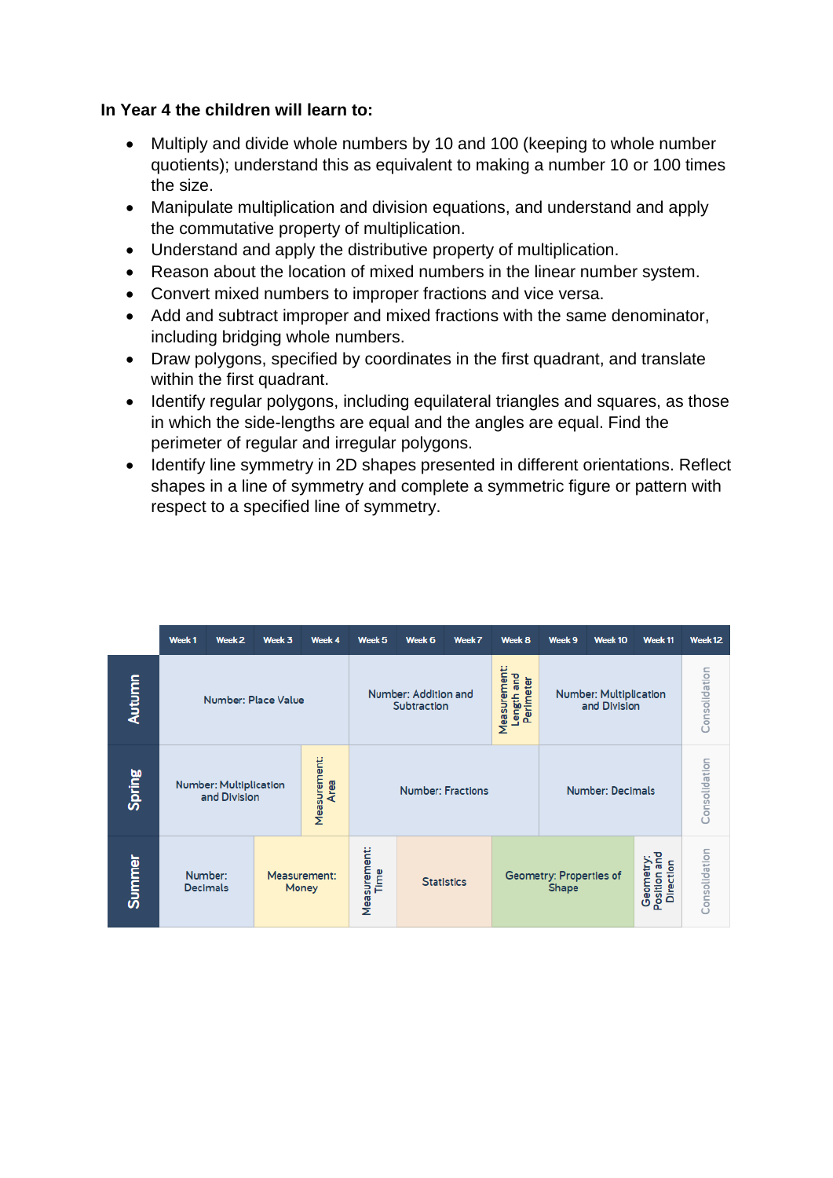**In Year 4 the children will learn to:**

- Multiply and divide whole numbers by 10 and 100 (keeping to whole number quotients); understand this as equivalent to making a number 10 or 100 times the size.
- Manipulate multiplication and division equations, and understand and apply the commutative property of multiplication.
- Understand and apply the distributive property of multiplication.
- Reason about the location of mixed numbers in the linear number system.
- Convert mixed numbers to improper fractions and vice versa.
- Add and subtract improper and mixed fractions with the same denominator, including bridging whole numbers.
- Draw polygons, specified by coordinates in the first quadrant, and translate within the first quadrant.
- Identify regular polygons, including equilateral triangles and squares, as those in which the side-lengths are equal and the angles are equal. Find the perimeter of regular and irregular polygons.
- Identify line symmetry in 2D shapes presented in different orientations. Reflect shapes in a line of symmetry and complete a symmetric figure or pattern with respect to a specified line of symmetry.

| | Week 1 | Week 2 | Week 3 | Week 4 | Week 5 | Week 6 | Week 7 | Week 8 | Week 9 | Week 10 | Week 11 | Week 12 |
|---|---|---|---|---|---|---|---|---|---|---|---|---|
| Autumn | Number: Place Value | | | | Number: Addition and Subtraction | | | Measurement: Length and Perimeter | Number: Multiplication and Division | | | Consolidation |
| Spring | Number: Multiplication and Division | | | Measurement: Area | Number: Fractions | | | | Number: Decimals | | | Consolidation |
| Summer | Number: Decimals | | Measurement: Money | | Measurement: Time | Statistics | | Geometry: Properties of Shape | | | Geometry: Position and Direction | Consolidation |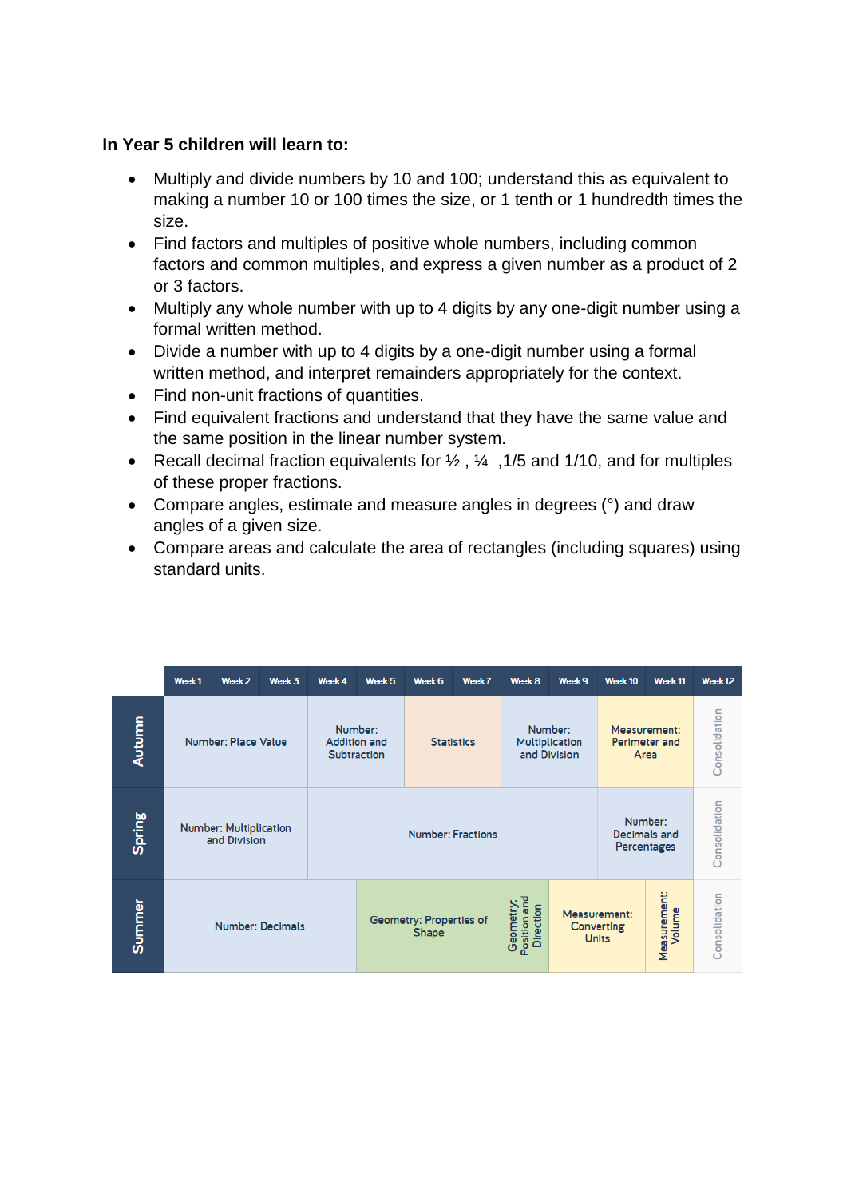**In Year 5 children will learn to:**

- Multiply and divide numbers by 10 and 100; understand this as equivalent to making a number 10 or 100 times the size, or 1 tenth or 1 hundredth times the size.
- Find factors and multiples of positive whole numbers, including common factors and common multiples, and express a given number as a product of 2 or 3 factors.
- Multiply any whole number with up to 4 digits by any one-digit number using a formal written method.
- Divide a number with up to 4 digits by a one-digit number using a formal written method, and interpret remainders appropriately for the context.
- Find non-unit fractions of quantities.
- Find equivalent fractions and understand that they have the same value and the same position in the linear number system.
- Recall decimal fraction equivalents for ½ , ¼ ,1/5 and 1/10, and for multiples of these proper fractions.
- Compare angles, estimate and measure angles in degrees (°) and draw angles of a given size.
- Compare areas and calculate the area of rectangles (including squares) using standard units.

| | Week 1 | Week 2 | Week 3 | Week 4 | Week 5 | Week 6 | Week 7 | Week 8 | Week 9 | Week 10 | Week 11 | Week 12 |
|---|---|---|---|---|---|---|---|---|---|---|---|---|
| **Autumn** | Number: Place Value | | | Number: Addition and Subtraction | | Statistics | | Number: Multiplication and Division | | Measurement: Perimeter and Area | | Consolidation |
| **Spring** | Number: Multiplication and Division | | | Number: Fractions | | | | | | Number: Decimals and Percentages | | Consolidation |
| **Summer** | Number: Decimals | | | | Geometry: Properties of Shape | | | Geometry: Position and Direction | Measurement: Converting Units | | Measurement: Volume | Consolidation |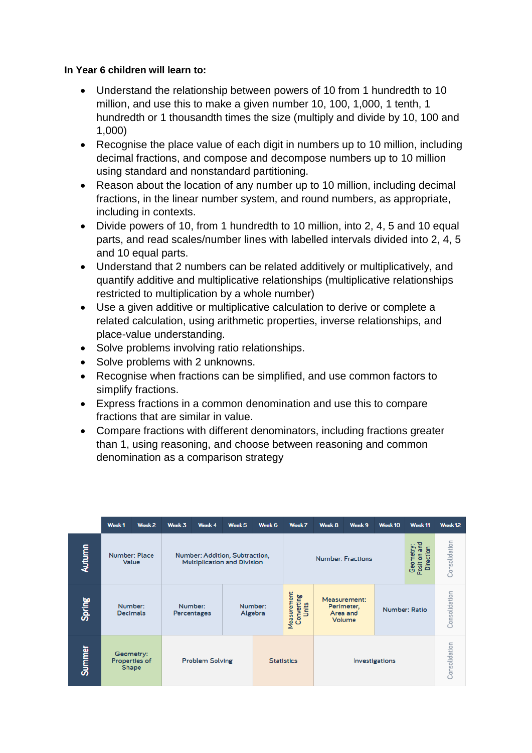**In Year 6 children will learn to:**

- Understand the relationship between powers of 10 from 1 hundredth to 10 million, and use this to make a given number 10, 100, 1,000, 1 tenth, 1 hundredth or 1 thousandth times the size (multiply and divide by 10, 100 and 1,000)
- Recognise the place value of each digit in numbers up to 10 million, including decimal fractions, and compose and decompose numbers up to 10 million using standard and nonstandard partitioning.
- Reason about the location of any number up to 10 million, including decimal fractions, in the linear number system, and round numbers, as appropriate, including in contexts.
- Divide powers of 10, from 1 hundredth to 10 million, into 2, 4, 5 and 10 equal parts, and read scales/number lines with labelled intervals divided into 2, 4, 5 and 10 equal parts.
- Understand that 2 numbers can be related additively or multiplicatively, and quantify additive and multiplicative relationships (multiplicative relationships restricted to multiplication by a whole number)
- Use a given additive or multiplicative calculation to derive or complete a related calculation, using arithmetic properties, inverse relationships, and place-value understanding.
- Solve problems involving ratio relationships.
- Solve problems with 2 unknowns.
- Recognise when fractions can be simplified, and use common factors to simplify fractions.
- Express fractions in a common denomination and use this to compare fractions that are similar in value.
- Compare fractions with different denominators, including fractions greater than 1, using reasoning, and choose between reasoning and common denomination as a comparison strategy

| | Week 1 | Week 2 | Week 3 | Week 4 | Week 5 | Week 6 | Week 7 | Week 8 | Week 9 | Week 10 | Week 11 | Week 12 |
|---|---|---|---|---|---|---|---|---|---|---|---|---|
| Autumn | Number: Place Value | | Number: Addition, Subtraction, Multiplication and Division | | | | Number: Fractions | | | | Geometry: Position and Direction | Consolidation |
| Spring | Number: Decimals | | Number: Percentages | | Number: Algebra | | Measurement: Converting Units | Measurement: Perimeter, Area and Volume | | Number: Ratio | | Consolidation |
| Summer | Geometry: Properties of Shape | | Problem Solving | | | Statistics | | Investigations | | | | Consolidation |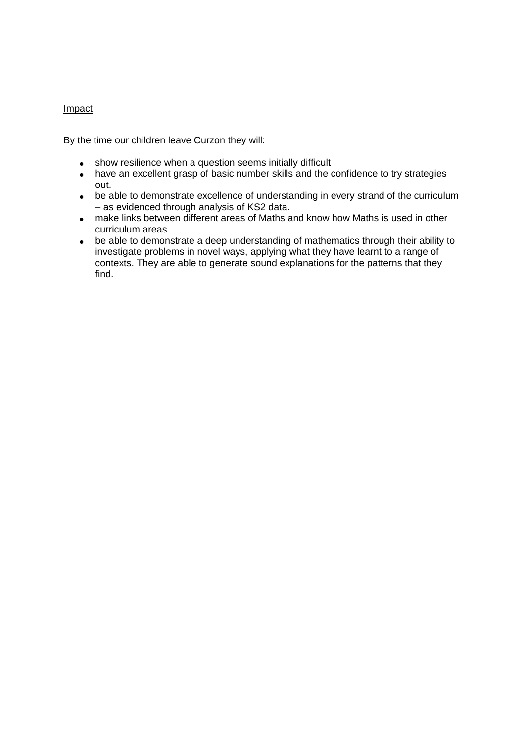## Impact

By the time our children leave Curzon they will:

- show resilience when a question seems initially difficult
- have an excellent grasp of basic number skills and the confidence to try strategies out.
- be able to demonstrate excellence of understanding in every strand of the curriculum – as evidenced through analysis of KS2 data.
- make links between different areas of Maths and know how Maths is used in other curriculum areas
- be able to demonstrate a deep understanding of mathematics through their ability to investigate problems in novel ways, applying what they have learnt to a range of contexts. They are able to generate sound explanations for the patterns that they find.